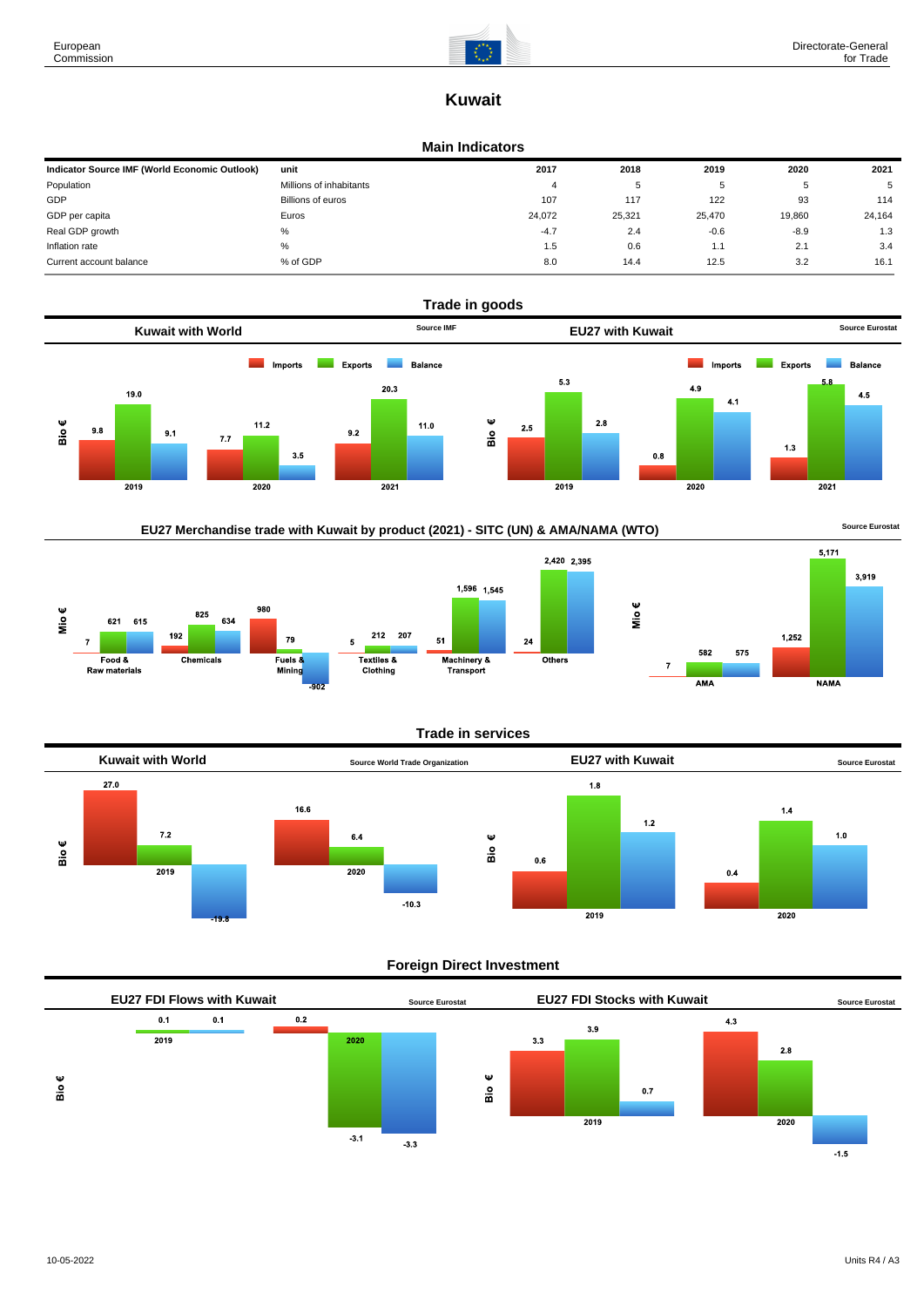# Kuwait

## Main Indicators

| Indicator Source IMF (World Economic Outlook) | unit | 2017 | 2018 | 2019 | 2020 | 2021 |
|---|---|---|---|---|---|---|
| Population | Millions of inhabitants | 4 | 5 | 5 | 5 | 5 |
| GDP | Billions of euros | 107 | 117 | 122 | 93 | 114 |
| GDP per capita | Euros | 24,072 | 25,321 | 25,470 | 19,860 | 24,164 |
| Real GDP growth | % | -4.7 | 2.4 | -0.6 | -8.9 | 1.3 |
| Inflation rate | % | 1.5 | 0.6 | 1.1 | 2.1 | 3.4 |
| Current account balance | % of GDP | 8.0 | 14.4 | 12.5 | 3.2 | 16.1 |

## Trade in goods

### Kuwait with World

Source IMF

Bio €

| | Imports | Exports | Balance |
|---|---|---|---|
| 2019 | 9.8 | 19.0 | 9.1 |
| 2020 | 7.7 | 11.2 | 3.5 |
| 2021 | 9.2 | 20.3 | 11.0 |

### EU27 with Kuwait

Source Eurostat

Bio €

| | Imports | Exports | Balance |
|---|---|---|---|
| 2019 | 2.5 | 5.3 | 2.8 |
| 2020 | 0.8 | 4.9 | 4.1 |
| 2021 | 1.3 | 5.8 | 4.5 |

### EU27 Merchandise trade with Kuwait by product (2021) - SITC (UN) & AMA/NAMA (WTO)

Source Eurostat

Mio €

| | Imports | Exports | Balance |
|---|---|---|---|
| Food & Raw materials | 7 | 621 | 615 |
| Chemicals | 192 | 825 | 634 |
| Fuels & Mining | 980 | 79 | -902 |
| Textiles & Clothing | 5 | 212 | 207 |
| Machinery & Transport | 51 | 1,596 | 1,545 |
| Others | 24 | 2,420 | 2,395 |

Mio €

| | Imports | Exports | Balance |
|---|---|---|---|
| AMA | 7 | 582 | 575 |
| NAMA | 1,252 | 5,171 | 3,919 |

## Trade in services

### Kuwait with World

Source World Trade Organization

Bio €

| | Imports | Exports | Balance |
|---|---|---|---|
| 2019 | 27.0 | 7.2 | -19.8 |
| 2020 | 16.6 | 6.4 | -10.3 |

### EU27 with Kuwait

Source Eurostat

Bio €

| | Imports | Exports | Balance |
|---|---|---|---|
| 2019 | 0.6 | 1.8 | 1.2 |
| 2020 | 0.4 | 1.4 | 1.0 |

## Foreign Direct Investment

### EU27 FDI Flows with Kuwait

Source Eurostat

Bio €

| | Inward | Outward | Balance |
|---|---|---|---|
| 2019 | | 0.1 | 0.1 |
| 2020 | 0.2 | -3.1 | -3.3 |

### EU27 FDI Stocks with Kuwait

Source Eurostat

Bio €

| | Inward | Outward | Balance |
|---|---|---|---|
| 2019 | 3.3 | 3.9 | 0.7 |
| 2020 | 4.3 | 2.8 | -1.5 |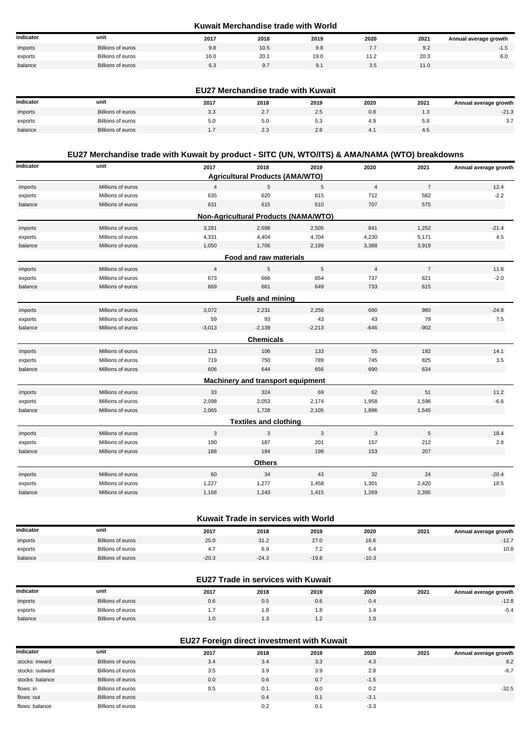## Kuwait Merchandise trade with World

| indicator | unit | 2017 | 2018 | 2019 | 2020 | 2021 | Annual average growth |
|---|---|---|---|---|---|---|---|
| imports | Billions of euros | 9.8 | 10.5 | 9.8 | 7.7 | 9.2 | -1.5 |
| exports | Billions of euros | 16.0 | 20.1 | 19.0 | 11.2 | 20.3 | 6.0 |
| balance | Billions of euros | 6.3 | 9.7 | 9.1 | 3.5 | 11.0 | |

## EU27 Merchandise trade with Kuwait

| indicator | unit | 2017 | 2018 | 2019 | 2020 | 2021 | Annual average growth |
|---|---|---|---|---|---|---|---|
| imports | Billions of euros | 3.3 | 2.7 | 2.5 | 0.8 | 1.3 | -21.3 |
| exports | Billions of euros | 5.0 | 5.0 | 5.3 | 4.9 | 5.8 | 3.7 |
| balance | Billions of euros | 1.7 | 2.3 | 2.8 | 4.1 | 4.5 | |

## EU27 Merchandise trade with Kuwait by product - SITC (UN, WTO/ITS) & AMA/NAMA (WTO) breakdowns

| indicator | unit | 2017 | 2018 | 2019 | 2020 | 2021 | Annual average growth |
|---|---|---|---|---|---|---|---|
| **Agricultural Products (AMA/WTO)** | | | | | | | |
| imports | Millions of euros | 4 | 5 | 5 | 4 | 7 | 12.4 |
| exports | Millions of euros | 635 | 620 | 615 | 712 | 582 | -2.2 |
| balance | Millions of euros | 631 | 615 | 610 | 707 | 575 | |
| **Non-Agricultural Products (NAMA/WTO)** | | | | | | | |
| imports | Millions of euros | 3,281 | 2,698 | 2,505 | 841 | 1,252 | -21.4 |
| exports | Millions of euros | 4,331 | 4,404 | 4,704 | 4,230 | 5,171 | 4.5 |
| balance | Millions of euros | 1,050 | 1,706 | 2,199 | 3,388 | 3,919 | |
| **Food and raw materials** | | | | | | | |
| imports | Millions of euros | 4 | 5 | 5 | 4 | 7 | 11.6 |
| exports | Millions of euros | 673 | 666 | 654 | 737 | 621 | -2.0 |
| balance | Millions of euros | 669 | 661 | 649 | 733 | 615 | |
| **Fuels and mining** | | | | | | | |
| imports | Millions of euros | 3,072 | 2,231 | 2,256 | 690 | 980 | -24.8 |
| exports | Millions of euros | 59 | 93 | 43 | 43 | 79 | 7.5 |
| balance | Millions of euros | -3,013 | -2,139 | -2,213 | -646 | -902 | |
| **Chemicals** | | | | | | | |
| imports | Millions of euros | 113 | 106 | 133 | 55 | 192 | 14.1 |
| exports | Millions of euros | 719 | 750 | 789 | 745 | 825 | 3.5 |
| balance | Millions of euros | 606 | 644 | 656 | 690 | 634 | |
| **Machinery and transport equipment** | | | | | | | |
| imports | Millions of euros | 33 | 324 | 69 | 62 | 51 | 11.2 |
| exports | Millions of euros | 2,098 | 2,053 | 2,174 | 1,958 | 1,596 | -6.6 |
| balance | Millions of euros | 2,065 | 1,728 | 2,105 | 1,896 | 1,545 | |
| **Textiles and clothing** | | | | | | | |
| imports | Millions of euros | 3 | 3 | 3 | 3 | 5 | 18.4 |
| exports | Millions of euros | 190 | 187 | 201 | 157 | 212 | 2.8 |
| balance | Millions of euros | 188 | 184 | 198 | 153 | 207 | |
| **Others** | | | | | | | |
| imports | Millions of euros | 60 | 34 | 43 | 32 | 24 | -20.4 |
| exports | Millions of euros | 1,227 | 1,277 | 1,458 | 1,301 | 2,420 | 18.5 |
| balance | Millions of euros | 1,168 | 1,243 | 1,415 | 1,269 | 2,395 | |

## Kuwait Trade in services with World

| indicator | unit | 2017 | 2018 | 2019 | 2020 | 2021 | Annual average growth |
|---|---|---|---|---|---|---|---|
| imports | Billions of euros | 25.0 | 31.2 | 27.0 | 16.6 | | -12.7 |
| exports | Billions of euros | 4.7 | 6.9 | 7.2 | 6.4 | | 10.8 |
| balance | Billions of euros | -20.3 | -24.3 | -19.8 | -10.3 | | |

## EU27 Trade in services with Kuwait

| indicator | unit | 2017 | 2018 | 2019 | 2020 | 2021 | Annual average growth |
|---|---|---|---|---|---|---|---|
| imports | Billions of euros | 0.6 | 0.5 | 0.6 | 0.4 | | -12.8 |
| exports | Billions of euros | 1.7 | 1.8 | 1.8 | 1.4 | | -5.4 |
| balance | Billions of euros | 1.0 | 1.3 | 1.2 | 1.0 | | |

## EU27 Foreign direct investment with Kuwait

| indicator | unit | 2017 | 2018 | 2019 | 2020 | 2021 | Annual average growth |
|---|---|---|---|---|---|---|---|
| stocks: inward | Billions of euros | 3.4 | 3.4 | 3.3 | 4.3 | | 8.2 |
| stocks: outward | Billions of euros | 3.5 | 3.9 | 3.9 | 2.8 | | -6.7 |
| stocks: balance | Billions of euros | 0.0 | 0.6 | 0.7 | -1.5 | | |
| flows: in | Billions of euros | 0.5 | 0.1 | 0.0 | 0.2 | | -32.5 |
| flows: out | Billions of euros | | 0.4 | 0.1 | -3.1 | | |
| flows: balance | Billions of euros | | 0.2 | 0.1 | -3.3 | | |